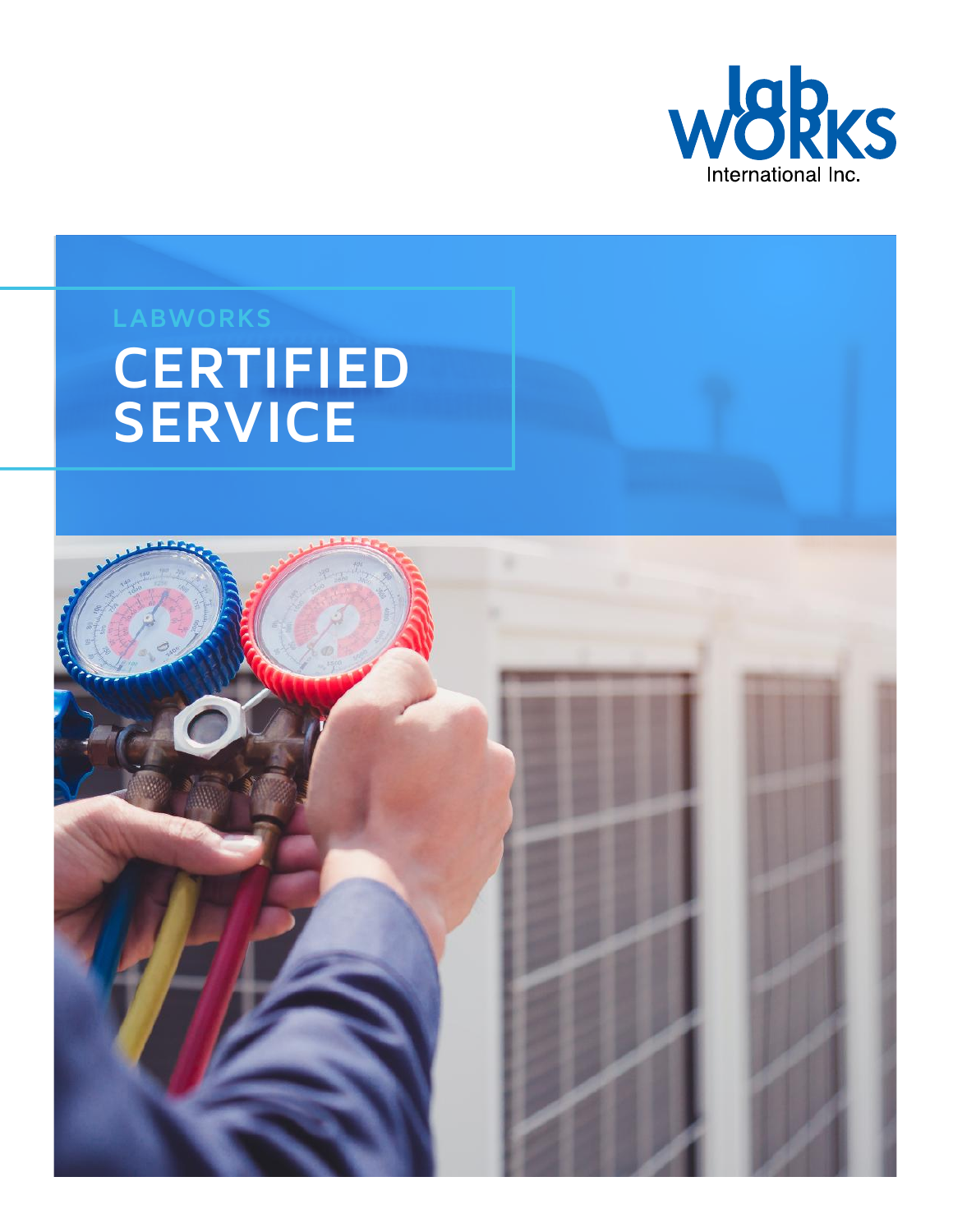lab WORKS International Inc.

LABWORKS

# CERTIFIED SERVICE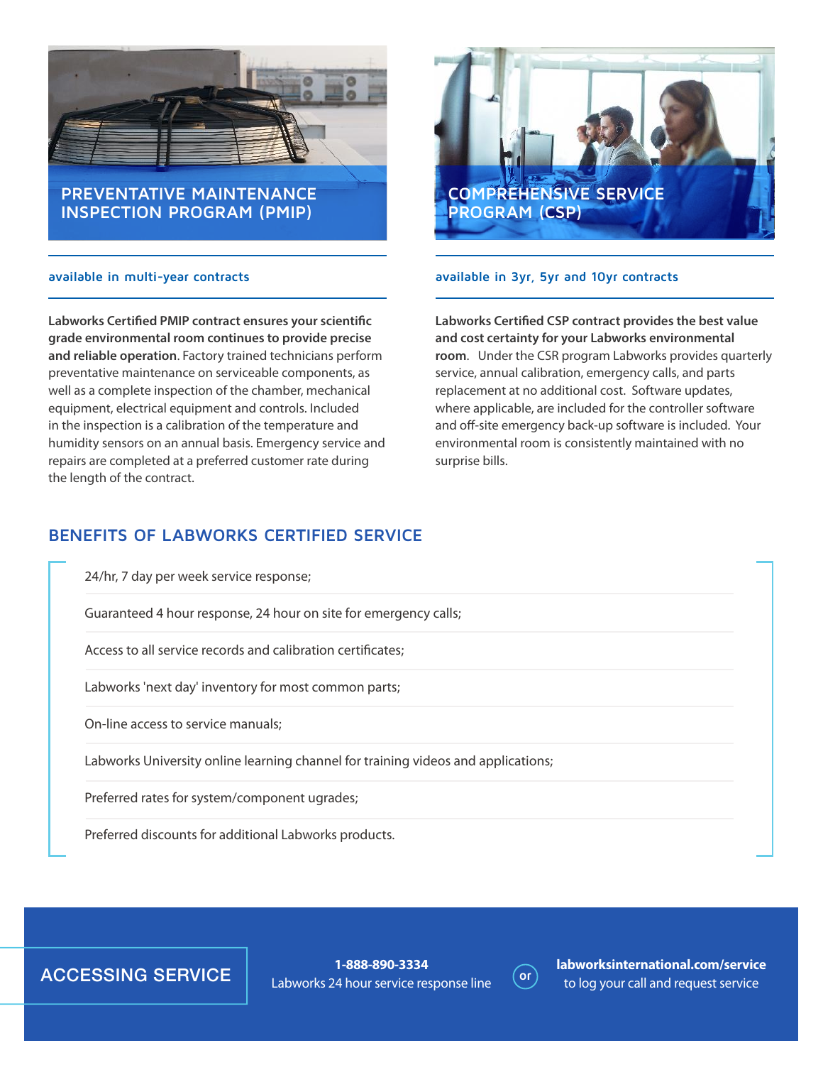## PREVENTATIVE MAINTENANCE INSPECTION PROGRAM (PMIP)

**available in multi-year contracts**

**Labworks Certified PMIP contract ensures your scientific grade environmental room continues to provide precise and reliable operation**. Factory trained technicians perform preventative maintenance on serviceable components, as well as a complete inspection of the chamber, mechanical equipment, electrical equipment and controls. Included in the inspection is a calibration of the temperature and humidity sensors on an annual basis. Emergency service and repairs are completed at a preferred customer rate during the length of the contract.

## COMPREHENSIVE SERVICE PROGRAM (CSP)

**available in 3yr, 5yr and 10yr contracts**

**Labworks Certified CSP contract provides the best value and cost certainty for your Labworks environmental room**. Under the CSR program Labworks provides quarterly service, annual calibration, emergency calls, and parts replacement at no additional cost. Software updates, where applicable, are included for the controller software and off-site emergency back-up software is included. Your environmental room is consistently maintained with no surprise bills.

## BENEFITS OF LABWORKS CERTIFIED SERVICE

- 24/hr, 7 day per week service response;
- Guaranteed 4 hour response, 24 hour on site for emergency calls;
- Access to all service records and calibration certificates;
- Labworks 'next day' inventory for most common parts;
- On-line access to service manuals;
- Labworks University online learning channel for training videos and applications;
- Preferred rates for system/component ugrades;
- Preferred discounts for additional Labworks products.

## ACCESSING SERVICE

**1-888-890-3334**
Labworks 24 hour service response line

or

**labworksinternational.com/service**
to log your call and request service